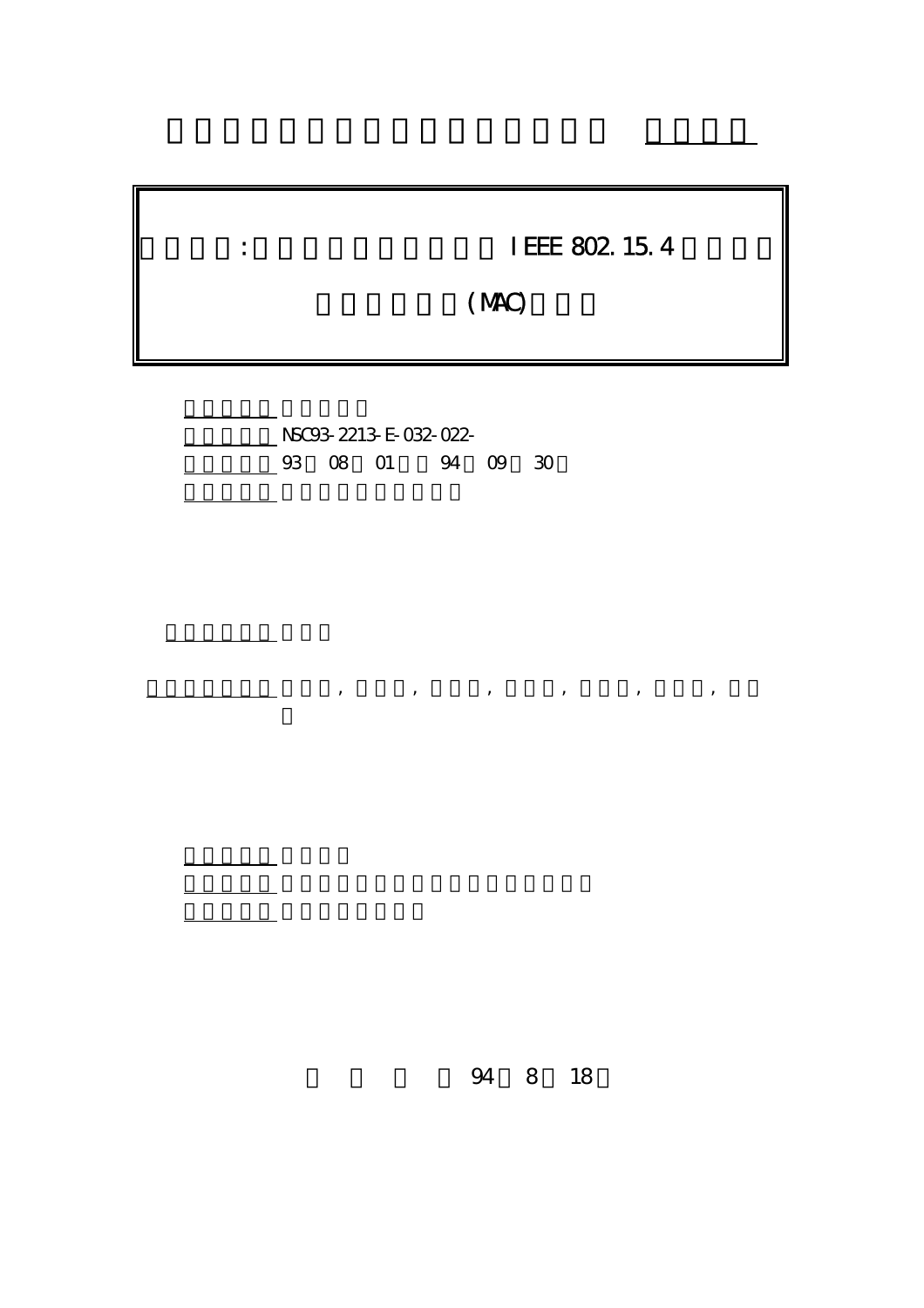: IEEE 802.15.4

(MAC)

NSC93-2213-E-032-022-

93 08 01 94 09 30

, , , , , ,

94 8 18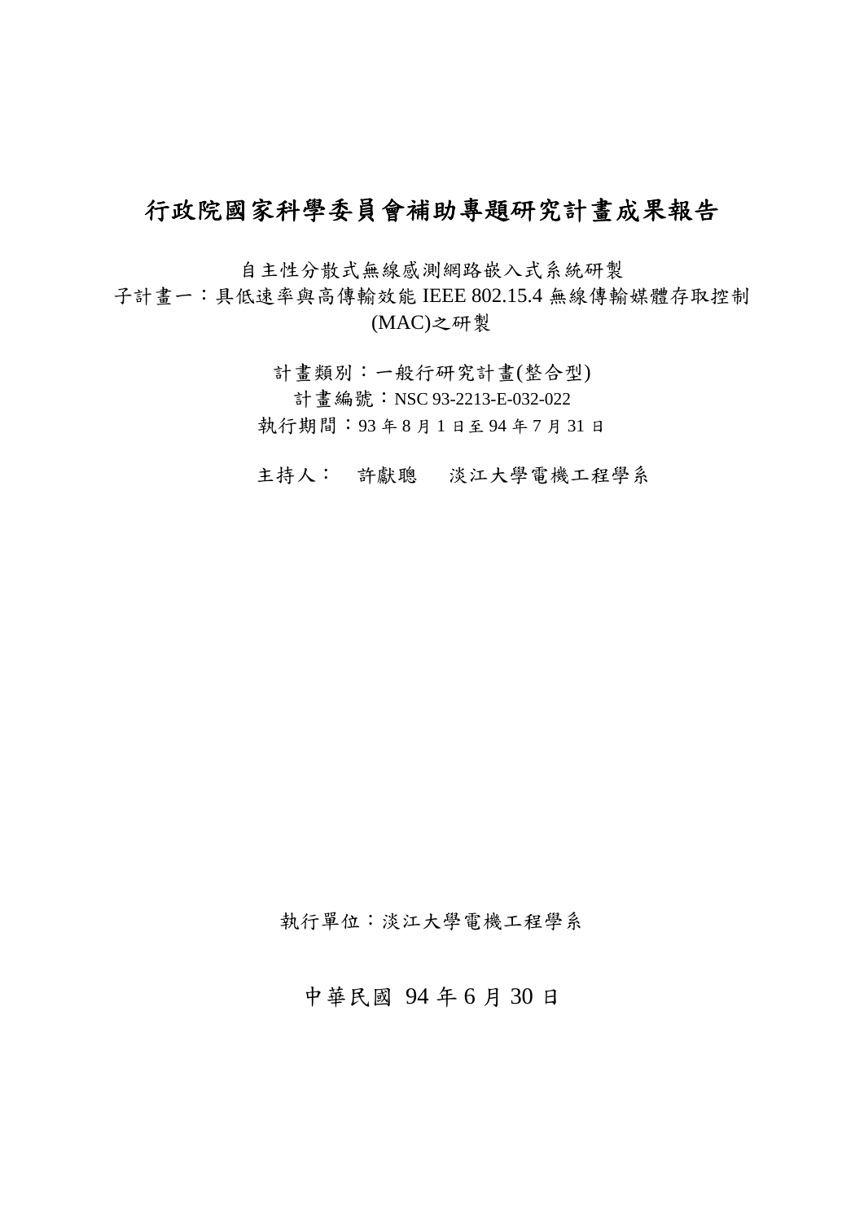# 行政院國家科學委員會補助專題研究計畫成果報告

自主性分散式無線感測網路嵌入式系統研製

子計畫一：具低速率與高傳輸效能 IEEE 802.15.4 無線傳輸媒體存取控制(MAC)之研製

計畫類別：一般行研究計畫(整合型)

計畫編號：NSC 93-2213-E-032-022

執行期間：93 年 8 月 1 日至 94 年 7 月 31 日

主持人：　許獻聰　　淡江大學電機工程學系

執行單位：淡江大學電機工程學系

中華民國 94 年 6 月 30 日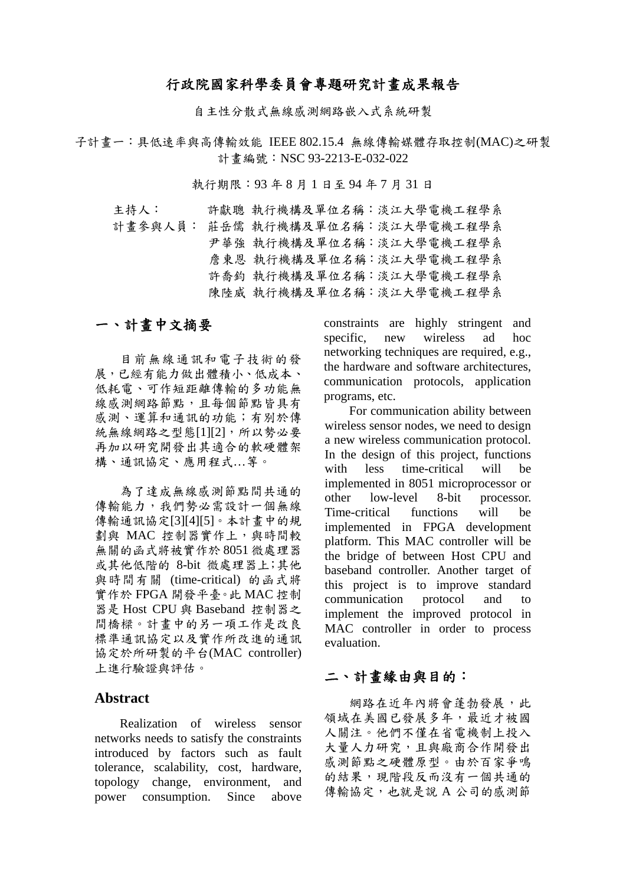# 行政院國家科學委員會專題研究計畫成果報告

自主性分散式無線感測網路嵌入式系統研製

子計畫一：具低速率與高傳輸效能 IEEE 802.15.4 無線傳輸媒體存取控制(MAC)之研製

計畫編號：NSC 93-2213-E-032-022

執行期限：93 年 8 月 1 日至 94 年 7 月 31 日

主持人： 許獻聰 執行機構及單位名稱：淡江大學電機工程學系

計畫參與人員： 莊岳儒 執行機構及單位名稱：淡江大學電機工程學系

尹華強 執行機構及單位名稱：淡江大學電機工程學系

詹東恩 執行機構及單位名稱：淡江大學電機工程學系

許喬鈞 執行機構及單位名稱：淡江大學電機工程學系

陳陸威 執行機構及單位名稱：淡江大學電機工程學系

## 一、計畫中文摘要

目前無線通訊和電子技術的發展，已經有能力做出體積小、低成本、低耗電、可作短距離傳輸的多功能無線感測網路節點，且每個節點皆具有感測、運算和通訊的功能；有別於傳統無線網路之型態[1][2]，所以勢必要再加以研究開發出其適合的軟硬體架構、通訊協定、應用程式…等。

為了達成無線感測節點間共通的傳輸能力，我們勢必需設計一個無線傳輸通訊協定[3][4][5]。本計畫中的規劃與 MAC 控制器實作上，與時間較無關的函式將被實作於 8051 微處理器或其他低階的 8-bit 微處理器上；其他與時間有關 (time-critical) 的函式將實作於 FPGA 開發平臺。此 MAC 控制器是 Host CPU 與 Baseband 控制器之間橋樑。計畫中的另一項工作是改良標準通訊協定以及實作所改進的通訊協定於所研製的平台(MAC controller)上進行驗證與評估。

### Abstract

Realization of wireless sensor networks needs to satisfy the constraints introduced by factors such as fault tolerance, scalability, cost, hardware, topology change, environment, and power consumption. Since above constraints are highly stringent and specific, new wireless ad hoc networking techniques are required, e.g., the hardware and software architectures, communication protocols, application programs, etc.

For communication ability between wireless sensor nodes, we need to design a new wireless communication protocol. In the design of this project, functions with less time-critical will be implemented in 8051 microprocessor or other low-level 8-bit processor. Time-critical functions will be implemented in FPGA development platform. This MAC controller will be the bridge of between Host CPU and baseband controller. Another target of this project is to improve standard communication protocol and to implement the improved protocol in MAC controller in order to process evaluation.

## 二、計畫緣由與目的：

網路在近年內將會蓬勃發展，此領域在美國已發展多年，最近才被國人關注。他們不僅在省電機制上投入大量人力研究，且與廠商合作開發出感測節點之硬體原型。由於百家爭鳴的結果，現階段反而沒有一個共通的傳輸協定，也就是說 A 公司的感測節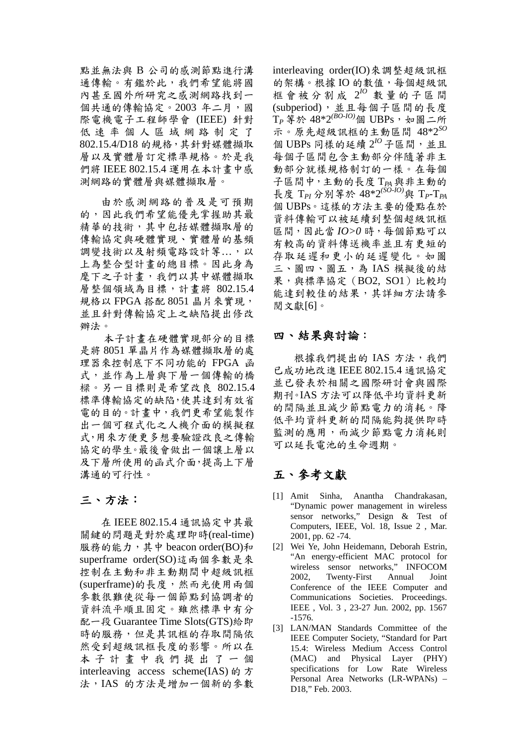點並無法與 B 公司的感測節點進行溝通傳輸。有鑑於此，我們希望能將國內甚至國外所研究之感測網路找到一個共通的傳輸協定。2003 年二月，國際電機電子工程師學會 (IEEE) 針對低速率個人區域網路制定了 802.15.4/D18 的規格，其針對媒體擷取層以及實體層訂定標準規格。於是我們將 IEEE 802.15.4 運用在本計畫中感測網路的實體層與媒體擷取層。

由於感測網路的普及是可預期的，因此我們希望能優先掌握助其最精華的技術，其中包括媒體擷取層的傳輸協定與硬體實現、實體層的基頻調變技術以及射頻電路設計等…，以上為整合型計畫的總目標。因此身為麾下之子計畫，我們以其中媒體擷取層整個領域為目標，計畫將 802.15.4 規格以 FPGA 搭配 8051 晶片來實現，並且針對傳輸協定上之缺陷提出修改辦法。

本子計畫在硬體實現部分的目標是將 8051 單晶片作為媒體擷取層的處理器來控制底下不同功能的 FPGA 函式，並作為上層與下層一個傳輸的橋樑。另一目標則是希望改良 802.15.4 標準傳輸協定的缺陷，使其達到有效省電的目的。計畫中，我們更希望能製作出一個可程式化之人機介面的模擬程式，用來方便更多想要驗證改良之傳輸協定的學生。最後會做出一個讓上層以及下層所使用的函式介面，提高上下層溝通的可行性。

## 三、方法：

在 IEEE 802.15.4 通訊協定中其最關鍵的問題是對於處理即時(real-time)服務的能力，其中 beacon order(BO)和 superframe order(SO)這兩個參數是來控制在主動和非主動期間中超級訊框(superframe)的長度，然而光使用兩個參數很難使從每一個節點到協調者的資料流平順且固定。雖然標準中有分配一段 Guarantee Time Slots(GTS)給即時的服務，但是其訊框的存取間隔依然受到超級訊框長度的影響。所以在本子計畫中我們提出了一個 interleaving access scheme(IAS) 的方法，IAS 的方法是增加一個新的參數 interleaving order(IO)來調整超級訊框的架構。根據 IO 的數值，每個超級訊框會被分割成 $2^{IO}$ 數量的子區間(subperiod)，並且每個子區間的長度 $T_P$ 等於 $48*2^{(BO-IO)}$個 UBPs，如圖二所示。原先超級訊框的主動區間 $48*2^{SO}$ 個 UBPs 同樣的延續 $2^{IO}$ 子區間，並且每個子區間包含主動部分伴隨著非主動部分就樣規格制訂的一樣。在每個子區間中，主動的長度 $T_{PA}$ 與非主動的長度 $T_{PI}$ 分別等於 $48*2^{(SO-IO)}$與 $T_P$-$T_{PA}$ 個 UBPs。這樣的方法主要的優點在於資料傳輸可以被延續到整個超級訊框區間，因此當 *IO>0* 時，每個節點可以有較高的資料傳送機率並且有更短的存取延遲和更小的延遲變化。如圖三、圖四、圖五，為 IAS 模擬後的結果，與標準協定（BO2, SO1）比較均能達到較佳的結果，其詳細方法請參閱文獻[6]。

## 四、結果與討論：

根據我們提出的 IAS 方法，我們已成功地改進 IEEE 802.15.4 通訊協定並已發表於相關之國際研討會與國際期刊。IAS 方法可以降低平均資料更新的間隔並且減少節點電力的消耗。降低平均資料更新的間隔能夠提供即時監測的應用，而減少節點電力消耗則可以延長電池的生命週期。

## 五、參考文獻

[1] Amit Sinha, Anantha Chandrakasan, “Dynamic power management in wireless sensor networks,” Design & Test of Computers, IEEE, Vol. 18, Issue 2 , Mar. 2001, pp. 62 -74.

[2] Wei Ye, John Heidemann, Deborah Estrin, “An energy-efficient MAC protocol for wireless sensor networks,” INFOCOM 2002, Twenty-First Annual Joint Conference of the IEEE Computer and Communications Societies. Proceedings. IEEE , Vol. 3 , 23-27 Jun. 2002, pp. 1567 -1576.

[3] LAN/MAN Standards Committee of the IEEE Computer Society, “Standard for Part 15.4: Wireless Medium Access Control (MAC) and Physical Layer (PHY) specifications for Low Rate Wireless Personal Area Networks (LR-WPANs) – D18,” Feb. 2003.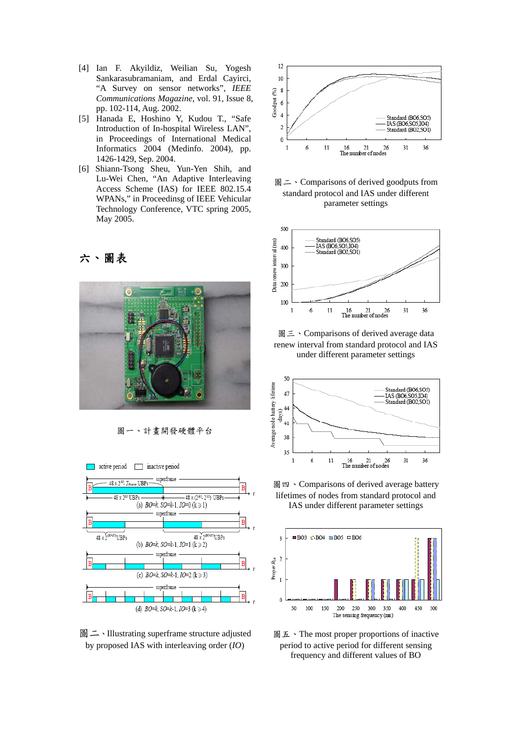[4] Ian F. Akyildiz, Weilian Su, Yogesh Sankarasubramaniam, and Erdal Cayirci, "A Survey on sensor networks", *IEEE Communications Magazine*, vol. 91, Issue 8, pp. 102-114, Aug. 2002.

[5] Hanada E, Hoshino Y, Kudou T., "Safe Introduction of In-hospital Wireless LAN", in Proceedings of International Medical Informatics 2004 (Medinfo. 2004), pp. 1426-1429, Sep. 2004.

[6] Shiann-Tsong Sheu, Yun-Yen Shih, and Lu-Wei Chen, "An Adaptive Interleaving Access Scheme (IAS) for IEEE 802.15.4 WPANs," in Proceedinsg of IEEE Vehicular Technology Conference, VTC spring 2005, May 2005.

# 六、圖表

圖一、計畫開發硬體平台

active period　inactive period

superframe

$48 \times 2^{SO} \cdot T_{Beacon}$ UBPs

$48 \times 2^{BO}$ UBPs

$48 \times (2^{BO} - 2^{SO})$ UBPs

(a) $BO=k$, $SO=k$-1, $IO$=0 (k ≥ 1)

$48 \times 2^{(BO-IO)}$UBPs

$48 \times 2^{(BO-IO)}$UBPs

(b) $BO=k$, $SO=k$-1, $IO$=1 (k ≥ 2)

(c) $BO=k$, $SO=k$-1, $IO$=2 (k ≥ 3)

(d) $BO=k$, $SO=k$-1, $IO$=3 (k ≥ 4)

圖二、Illustrating superframe structure adjusted by proposed IAS with interleaving order ($IO$)

Goodput (%)

The number of nodes

Standard (BO6,SO5)
IAS (BO6,SO5,IO4)
Standard (BO2,SO1)

圖二、Comparisons of derived goodputs from standard protocol and IAS under different parameter settings

Data renew interval (ms)

The number of nodes

Standard (BO6,SO5)
IAS (BO6,SO5,IO4)
Standard (BO2,SO1)

圖三、Comparisons of derived average data renew interval from standard protocol and IAS under different parameter settings

Average node battery lifetime (days)

The number of nodes

Standard (BO6,SO5)
IAS (BO6,SO5,IO4)
Standard (BO2,SO1)

圖四、Comparisons of derived average battery lifetimes of nodes from standard protocol and IAS under different parameter settings

Proper $R_{IA}$

The sensing frequency (ms)

BO3　BO4　BO5　BO6

圖五、The most proper proportions of inactive period to active period for different sensing frequency and different values of BO